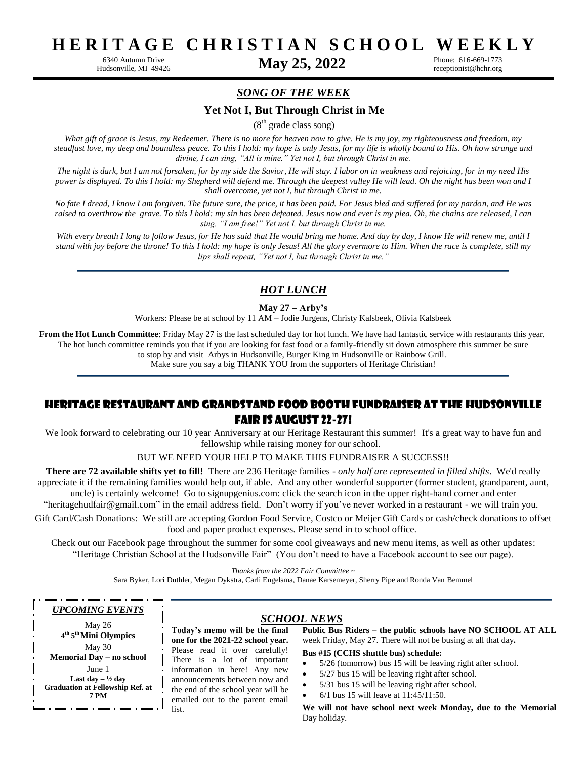# HERITAGE CHRISTIAN SCHOOL WEEKLY

6340 Autumn Drive
Hudsonville, MI 49426

**May 25, 2022**

Phone: 616-669-1773
receptionist@hchr.org

## *SONG OF THE WEEK*

### Yet Not I, But Through Christ in Me

(8th grade class song)

*What gift of grace is Jesus, my Redeemer. There is no more for heaven now to give. He is my joy, my righteousness and freedom, my steadfast love, my deep and boundless peace. To this I hold: my hope is only Jesus, for my life is wholly bound to His. Oh how strange and divine, I can sing, "All is mine." Yet not I, but through Christ in me.*

*The night is dark, but I am not forsaken, for by my side the Savior, He will stay. I labor on in weakness and rejoicing, for in my need His power is displayed. To this I hold: my Shepherd will defend me. Through the deepest valley He will lead. Oh the night has been won and I shall overcome, yet not I, but through Christ in me.*

*No fate I dread, I know I am forgiven. The future sure, the price, it has been paid. For Jesus bled and suffered for my pardon, and He was raised to overthrow the grave. To this I hold: my sin has been defeated. Jesus now and ever is my plea. Oh, the chains are released, I can sing, "I am free!" Yet not I, but through Christ in me.*

*With every breath I long to follow Jesus, for He has said that He would bring me home. And day by day, I know He will renew me, until I stand with joy before the throne! To this I hold: my hope is only Jesus! All the glory evermore to Him. When the race is complete, still my lips shall repeat, "Yet not I, but through Christ in me."*

## *HOT LUNCH*

**May 27 – Arby's**

Workers: Please be at school by 11 AM – Jodie Jurgens, Christy Kalsbeek, Olivia Kalsbeek

**From the Hot Lunch Committee**: Friday May 27 is the last scheduled day for hot lunch. We have had fantastic service with restaurants this year. The hot lunch committee reminds you that if you are looking for fast food or a family-friendly sit down atmosphere this summer be sure to stop by and visit Arbys in Hudsonville, Burger King in Hudsonville or Rainbow Grill.
Make sure you say a big THANK YOU from the supporters of Heritage Christian!

## HERITAGE RESTAURANT AND GRANDSTAND FOOD BOOTH FUNDRAISER AT THE HUDSONVILLE FAIR IS AUGUST 22-27!

We look forward to celebrating our 10 year Anniversary at our Heritage Restaurant this summer! It's a great way to have fun and fellowship while raising money for our school.

BUT WE NEED YOUR HELP TO MAKE THIS FUNDRAISER A SUCCESS!!

**There are 72 available shifts yet to fill!** There are 236 Heritage families - *only half are represented in filled shifts*. We'd really appreciate it if the remaining families would help out, if able. And any other wonderful supporter (former student, grandparent, aunt, uncle) is certainly welcome! Go to signupgenius.com: click the search icon in the upper right-hand corner and enter "heritagehudfair@gmail.com" in the email address field. Don't worry if you've never worked in a restaurant - we will train you.

Gift Card/Cash Donations: We still are accepting Gordon Food Service, Costco or Meijer Gift Cards or cash/check donations to offset food and paper product expenses. Please send in to school office.

Check out our Facebook page throughout the summer for some cool giveaways and new menu items, as well as other updates: "Heritage Christian School at the Hudsonville Fair" (You don't need to have a Facebook account to see our page).

*Thanks from the 2022 Fair Committee ~*
Sara Byker, Lori Duthler, Megan Dykstra, Carli Engelsma, Danae Karsemeyer, Sherry Pipe and Ronda Van Bemmel

## *UPCOMING EVENTS*

May 26
**4th 5th Mini Olympics**

May 30
**Memorial Day – no school**

June 1
**Last day – ½ day**
**Graduation at Fellowship Ref. at 7 PM**

## *SCHOOL NEWS*

**Today's memo will be the final one for the 2021-22 school year.** Please read it over carefully! There is a lot of important information in here! Any new announcements between now and the end of the school year will be emailed out to the parent email list.

**Public Bus Riders – the public schools have NO SCHOOL AT ALL** week Friday, May 27. There will not be busing at all that day**.**

**Bus #15 (CCHS shuttle bus) schedule:**

- 5/26 (tomorrow) bus 15 will be leaving right after school.
- 5/27 bus 15 will be leaving right after school.
- 5/31 bus 15 will be leaving right after school.
- 6/1 bus 15 will leave at 11:45/11:50.

**We will not have school next week Monday, due to the Memorial** Day holiday.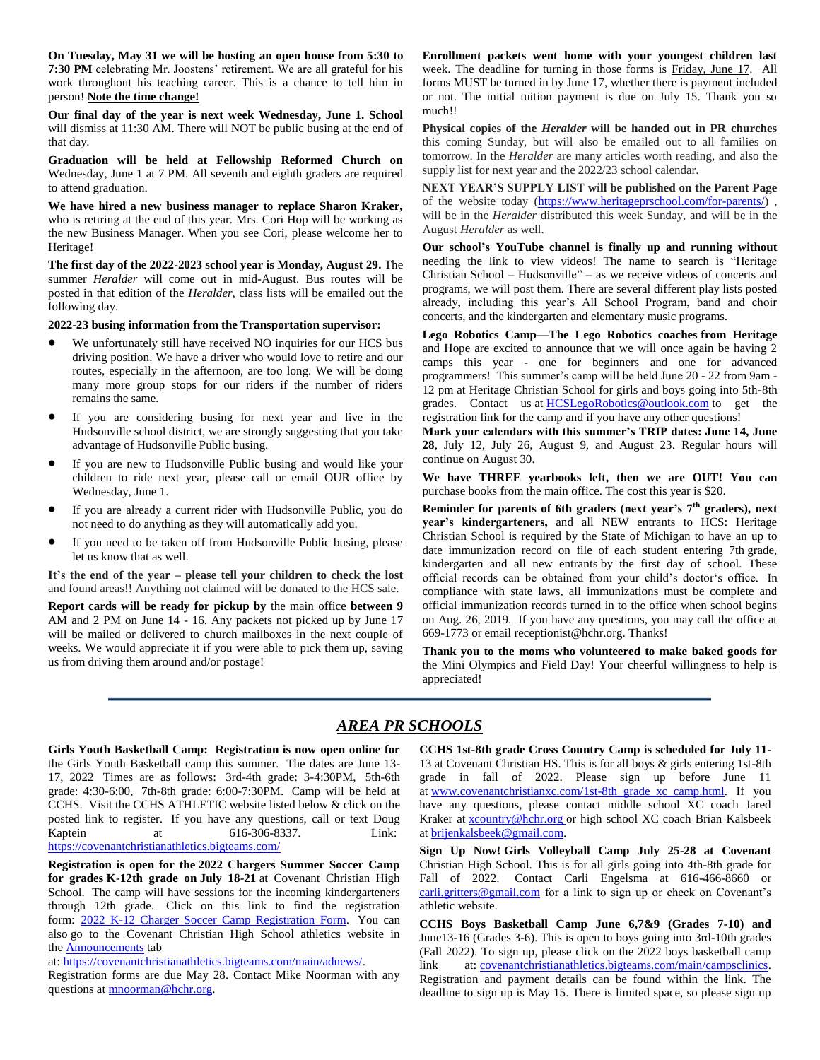**On Tuesday, May 31 we will be hosting an open house from 5:30 to 7:30 PM** celebrating Mr. Joostens' retirement. We are all grateful for his work throughout his teaching career. This is a chance to tell him in person! **Note the time change!**

**Our final day of the year is next week Wednesday, June 1. School** will dismiss at 11:30 AM. There will NOT be public busing at the end of that day.

**Graduation will be held at Fellowship Reformed Church on** Wednesday, June 1 at 7 PM. All seventh and eighth graders are required to attend graduation.

**We have hired a new business manager to replace Sharon Kraker,** who is retiring at the end of this year. Mrs. Cori Hop will be working as the new Business Manager. When you see Cori, please welcome her to Heritage!

**The first day of the 2022-2023 school year is Monday, August 29.** The summer *Heralder* will come out in mid-August. Bus routes will be posted in that edition of the *Heralder*, class lists will be emailed out the following day.

**2022-23 busing information from the Transportation supervisor:**

- We unfortunately still have received NO inquiries for our HCS bus driving position. We have a driver who would love to retire and our routes, especially in the afternoon, are too long. We will be doing many more group stops for our riders if the number of riders remains the same.
- If you are considering busing for next year and live in the Hudsonville school district, we are strongly suggesting that you take advantage of Hudsonville Public busing.
- If you are new to Hudsonville Public busing and would like your children to ride next year, please call or email OUR office by Wednesday, June 1.
- If you are already a current rider with Hudsonville Public, you do not need to do anything as they will automatically add you.
- If you need to be taken off from Hudsonville Public busing, please let us know that as well.

**It's the end of the year – please tell your children to check the lost** and found areas!! Anything not claimed will be donated to the HCS sale.

**Report cards will be ready for pickup by** the main office **between 9** AM and 2 PM on June 14 - 16. Any packets not picked up by June 17 will be mailed or delivered to church mailboxes in the next couple of weeks. We would appreciate it if you were able to pick them up, saving us from driving them around and/or postage!

**Enrollment packets went home with your youngest children last** week. The deadline for turning in those forms is Friday, June 17. All forms MUST be turned in by June 17, whether there is payment included or not. The initial tuition payment is due on July 15. Thank you so much!!

**Physical copies of the *Heralder* will be handed out in PR churches** this coming Sunday, but will also be emailed out to all families on tomorrow. In the *Heralder* are many articles worth reading, and also the supply list for next year and the 2022/23 school calendar.

**NEXT YEAR'S SUPPLY LIST will be published on the Parent Page** of the website today (https://www.heritageprschool.com/for-parents/) , will be in the *Heralder* distributed this week Sunday, and will be in the August *Heralder* as well.

**Our school's YouTube channel is finally up and running without** needing the link to view videos! The name to search is "Heritage Christian School – Hudsonville" – as we receive videos of concerts and programs, we will post them. There are several different play lists posted already, including this year's All School Program, band and choir concerts, and the kindergarten and elementary music programs.

**Lego Robotics Camp—The Lego Robotics coaches from Heritage** and Hope are excited to announce that we will once again be having 2 camps this year - one for beginners and one for advanced programmers! This summer's camp will be held June 20 - 22 from 9am - 12 pm at Heritage Christian School for girls and boys going into 5th-8th grades. Contact us at HCSLegoRobotics@outlook.com to get the registration link for the camp and if you have any other questions!

**Mark your calendars with this summer's TRIP dates: June 14, June 28**, July 12, July 26, August 9, and August 23. Regular hours will continue on August 30.

**We have THREE yearbooks left, then we are OUT! You can** purchase books from the main office. The cost this year is $20.

**Reminder for parents of 6th graders (next year's 7th graders), next year's kindergarteners,** and all NEW entrants to HCS: Heritage Christian School is required by the State of Michigan to have an up to date immunization record on file of each student entering 7th grade, kindergarten and all new entrants by the first day of school. These official records can be obtained from your child's doctor's office. In compliance with state laws, all immunizations must be complete and official immunization records turned in to the office when school begins on Aug. 26, 2019. If you have any questions, you may call the office at 669-1773 or email receptionist@hchr.org. Thanks!

**Thank you to the moms who volunteered to make baked goods for** the Mini Olympics and Field Day! Your cheerful willingness to help is appreciated!

---

## *AREA PR SCHOOLS*

**Girls Youth Basketball Camp: Registration is now open online for** the Girls Youth Basketball camp this summer. The dates are June 13-17, 2022 Times are as follows: 3rd-4th grade: 3-4:30PM, 5th-6th grade: 4:30-6:00, 7th-8th grade: 6:00-7:30PM. Camp will be held at CCHS. Visit the CCHS ATHLETIC website listed below & click on the posted link to register. If you have any questions, call or text Doug Kaptein at 616-306-8337. Link: https://covenantchristianathletics.bigteams.com/

**Registration is open for the 2022 Chargers Summer Soccer Camp for grades K-12th grade on July 18-21** at Covenant Christian High School. The camp will have sessions for the incoming kindergarteners through 12th grade. Click on this link to find the registration form: 2022 K-12 Charger Soccer Camp Registration Form. You can also go to the Covenant Christian High School athletics website in the Announcements tab at: https://covenantchristianathletics.bigteams.com/main/adnews/. Registration forms are due May 28. Contact Mike Noorman with any questions at mnoorman@hchr.org.

**CCHS 1st-8th grade Cross Country Camp is scheduled for July 11-13** at Covenant Christian HS. This is for all boys & girls entering 1st-8th grade in fall of 2022. Please sign up before June 11 at www.covenantchristianxc.com/1st-8th_grade_xc_camp.html. If you have any questions, please contact middle school XC coach Jared Kraker at xcountry@hchr.org or high school XC coach Brian Kalsbeek at brijenkalsbeek@gmail.com.

**Sign Up Now! Girls Volleyball Camp July 25-28 at Covenant** Christian High School. This is for all girls going into 4th-8th grade for Fall of 2022. Contact Carli Engelsma at 616-466-8660 or carli.gritters@gmail.com for a link to sign up or check on Covenant's athletic website.

**CCHS Boys Basketball Camp June 6,7&9 (Grades 7-10) and** June13-16 (Grades 3-6). This is open to boys going into 3rd-10th grades (Fall 2022). To sign up, please click on the 2022 boys basketball camp link at: covenantchristianathletics.bigteams.com/main/campsclinics. Registration and payment details can be found within the link. The deadline to sign up is May 15. There is limited space, so please sign up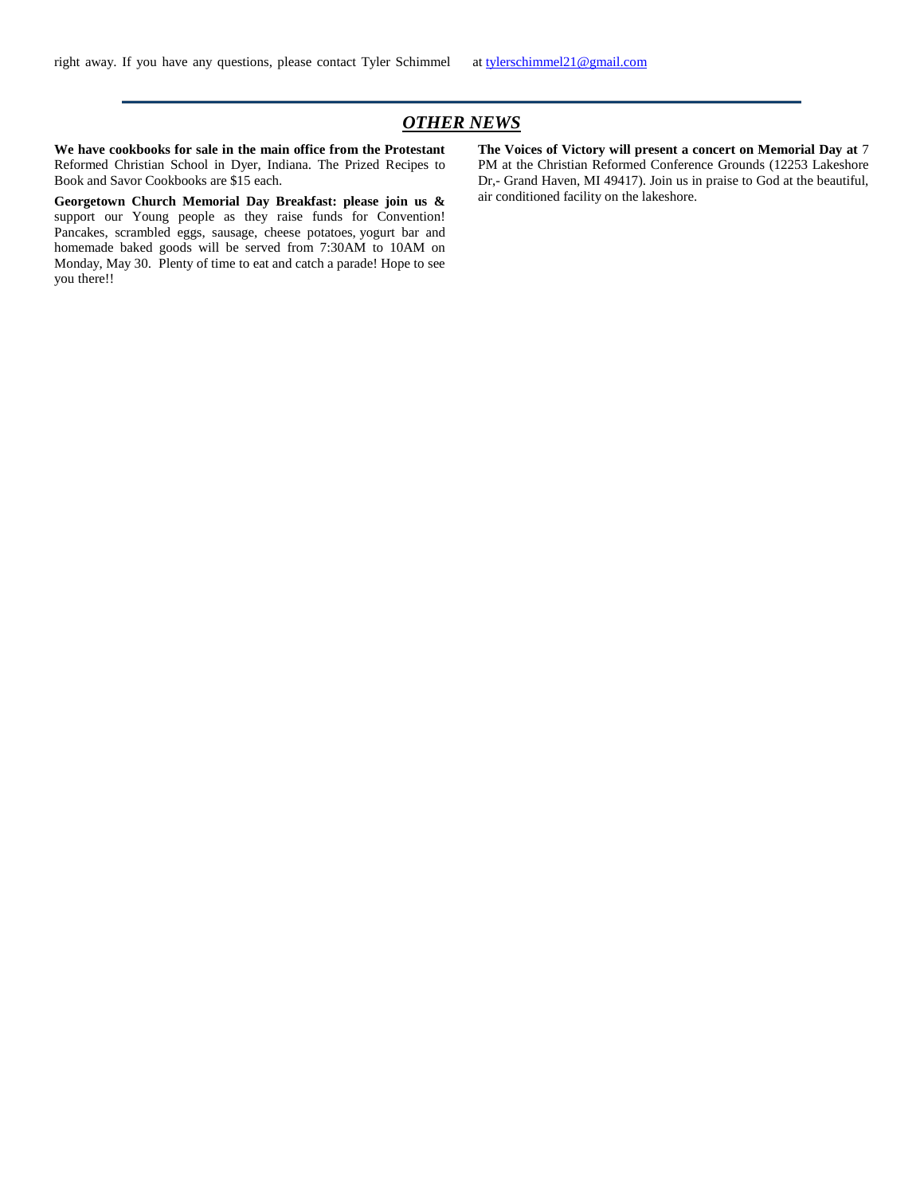right away. If you have any questions, please contact Tyler Schimmel at tylerschimmel21@gmail.com

---

## ***OTHER NEWS***

**We have cookbooks for sale in the main office from the Protestant** Reformed Christian School in Dyer, Indiana. The Prized Recipes to Book and Savor Cookbooks are $15 each.

**Georgetown Church Memorial Day Breakfast: please join us &** support our Young people as they raise funds for Convention! Pancakes, scrambled eggs, sausage, cheese potatoes, yogurt bar and homemade baked goods will be served from 7:30AM to 10AM on Monday, May 30. Plenty of time to eat and catch a parade! Hope to see you there!!

**The Voices of Victory will present a concert on Memorial Day at** 7 PM at the Christian Reformed Conference Grounds (12253 Lakeshore Dr,- Grand Haven, MI 49417). Join us in praise to God at the beautiful, air conditioned facility on the lakeshore.